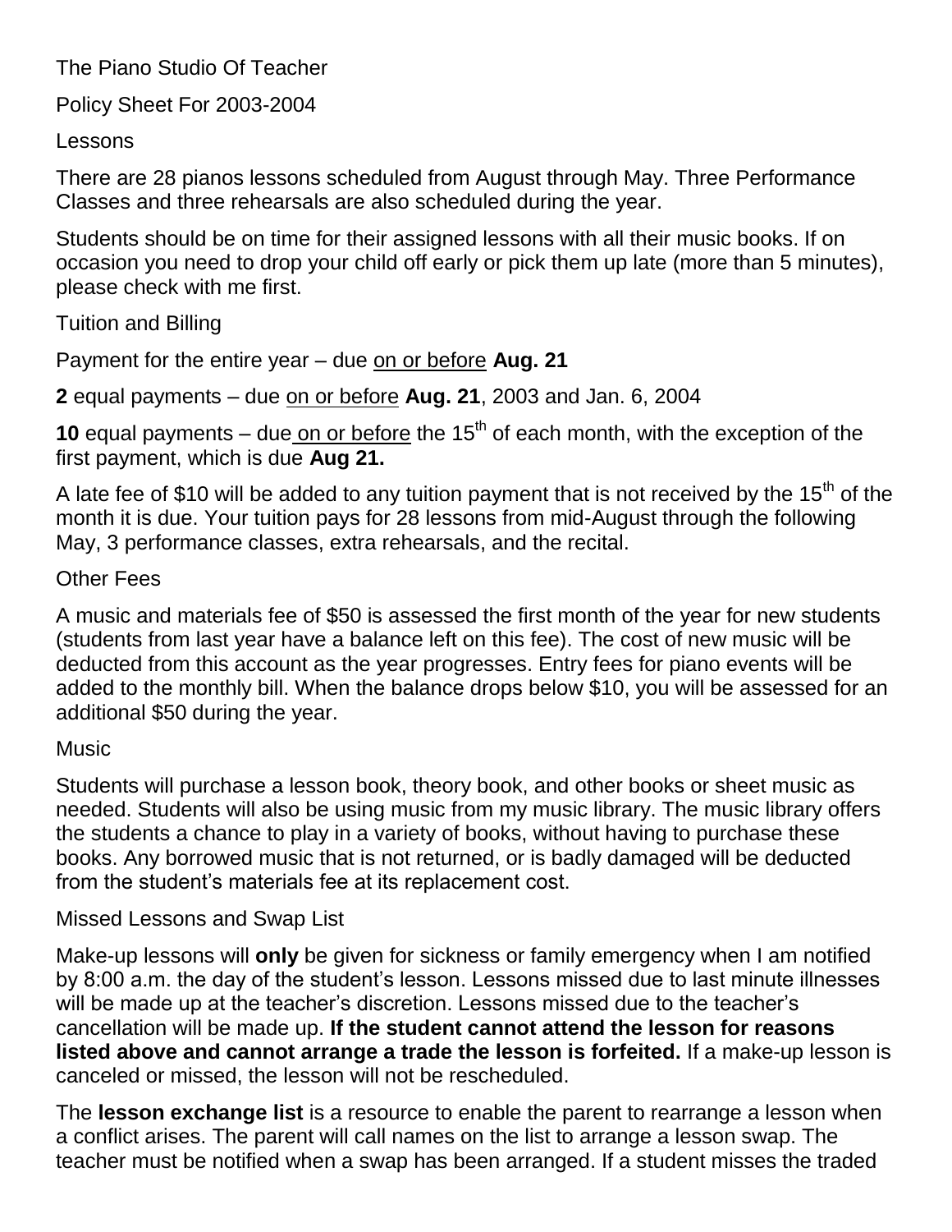The Piano Studio Of Teacher

Policy Sheet For 2003-2004

Lessons

There are 28 pianos lessons scheduled from August through May. Three Performance Classes and three rehearsals are also scheduled during the year.

Students should be on time for their assigned lessons with all their music books. If on occasion you need to drop your child off early or pick them up late (more than 5 minutes), please check with me first.

Tuition and Billing

Payment for the entire year – due on or before **Aug. 21**

**2** equal payments – due on or before **Aug. 21**, 2003 and Jan. 6, 2004

**10** equal payments – due on or before the 15th of each month, with the exception of the first payment, which is due **Aug 21.**

A late fee of $10 will be added to any tuition payment that is not received by the 15th of the month it is due. Your tuition pays for 28 lessons from mid-August through the following May, 3 performance classes, extra rehearsals, and the recital.

Other Fees

A music and materials fee of $50 is assessed the first month of the year for new students (students from last year have a balance left on this fee). The cost of new music will be deducted from this account as the year progresses. Entry fees for piano events will be added to the monthly bill. When the balance drops below $10, you will be assessed for an additional $50 during the year.

Music

Students will purchase a lesson book, theory book, and other books or sheet music as needed. Students will also be using music from my music library. The music library offers the students a chance to play in a variety of books, without having to purchase these books. Any borrowed music that is not returned, or is badly damaged will be deducted from the student's materials fee at its replacement cost.

Missed Lessons and Swap List

Make-up lessons will **only** be given for sickness or family emergency when I am notified by 8:00 a.m. the day of the student's lesson. Lessons missed due to last minute illnesses will be made up at the teacher's discretion. Lessons missed due to the teacher's cancellation will be made up. **If the student cannot attend the lesson for reasons listed above and cannot arrange a trade the lesson is forfeited.** If a make-up lesson is canceled or missed, the lesson will not be rescheduled.

The **lesson exchange list** is a resource to enable the parent to rearrange a lesson when a conflict arises. The parent will call names on the list to arrange a lesson swap. The teacher must be notified when a swap has been arranged. If a student misses the traded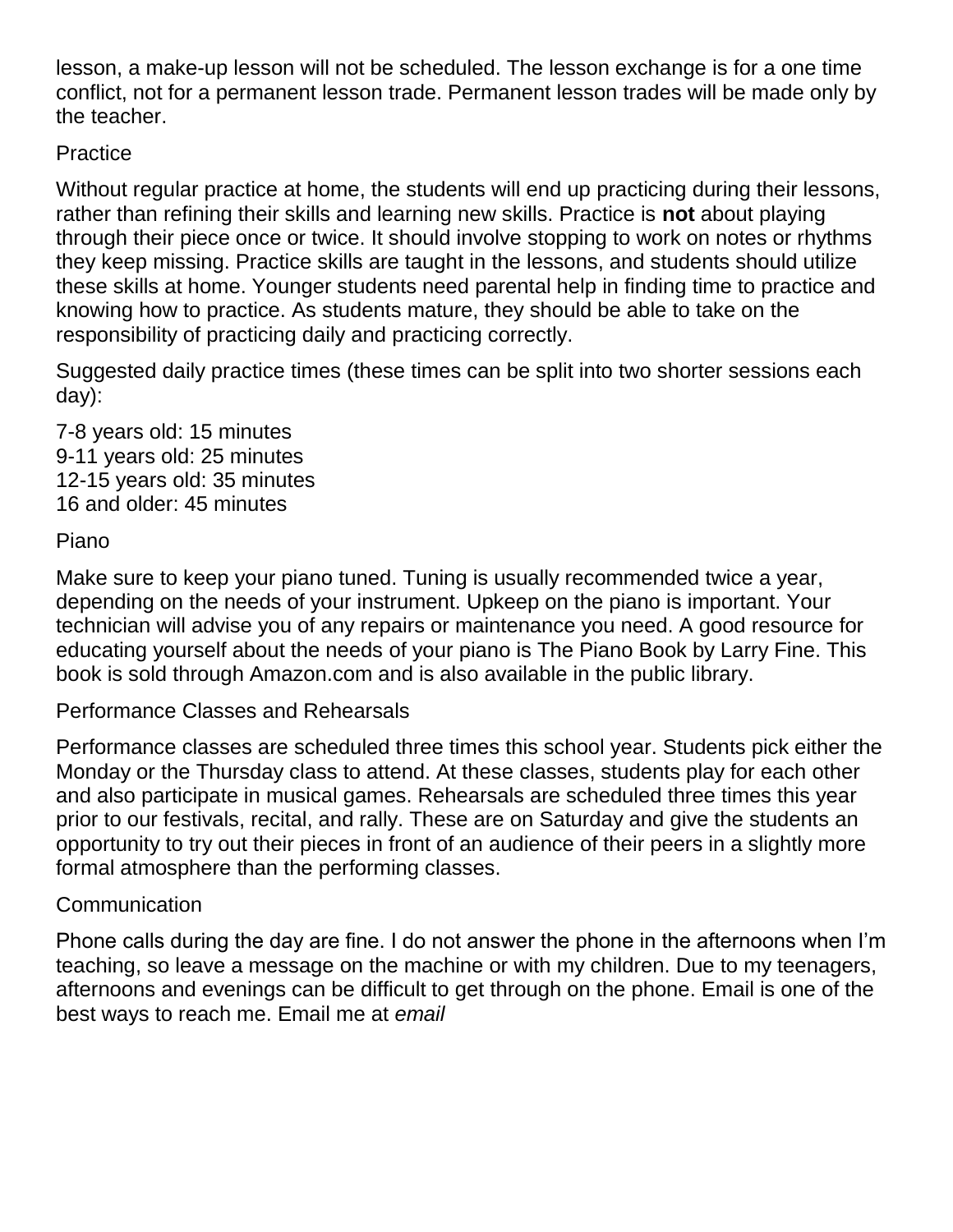lesson, a make-up lesson will not be scheduled. The lesson exchange is for a one time conflict, not for a permanent lesson trade. Permanent lesson trades will be made only by the teacher.

## Practice

Without regular practice at home, the students will end up practicing during their lessons, rather than refining their skills and learning new skills. Practice is **not** about playing through their piece once or twice. It should involve stopping to work on notes or rhythms they keep missing. Practice skills are taught in the lessons, and students should utilize these skills at home. Younger students need parental help in finding time to practice and knowing how to practice. As students mature, they should be able to take on the responsibility of practicing daily and practicing correctly.

Suggested daily practice times (these times can be split into two shorter sessions each day):

7-8 years old: 15 minutes
9-11 years old: 25 minutes
12-15 years old: 35 minutes
16 and older: 45 minutes

## Piano

Make sure to keep your piano tuned. Tuning is usually recommended twice a year, depending on the needs of your instrument. Upkeep on the piano is important. Your technician will advise you of any repairs or maintenance you need. A good resource for educating yourself about the needs of your piano is The Piano Book by Larry Fine. This book is sold through Amazon.com and is also available in the public library.

## Performance Classes and Rehearsals

Performance classes are scheduled three times this school year. Students pick either the Monday or the Thursday class to attend. At these classes, students play for each other and also participate in musical games. Rehearsals are scheduled three times this year prior to our festivals, recital, and rally. These are on Saturday and give the students an opportunity to try out their pieces in front of an audience of their peers in a slightly more formal atmosphere than the performing classes.

## Communication

Phone calls during the day are fine. I do not answer the phone in the afternoons when I'm teaching, so leave a message on the machine or with my children. Due to my teenagers, afternoons and evenings can be difficult to get through on the phone. Email is one of the best ways to reach me. Email me at *email*